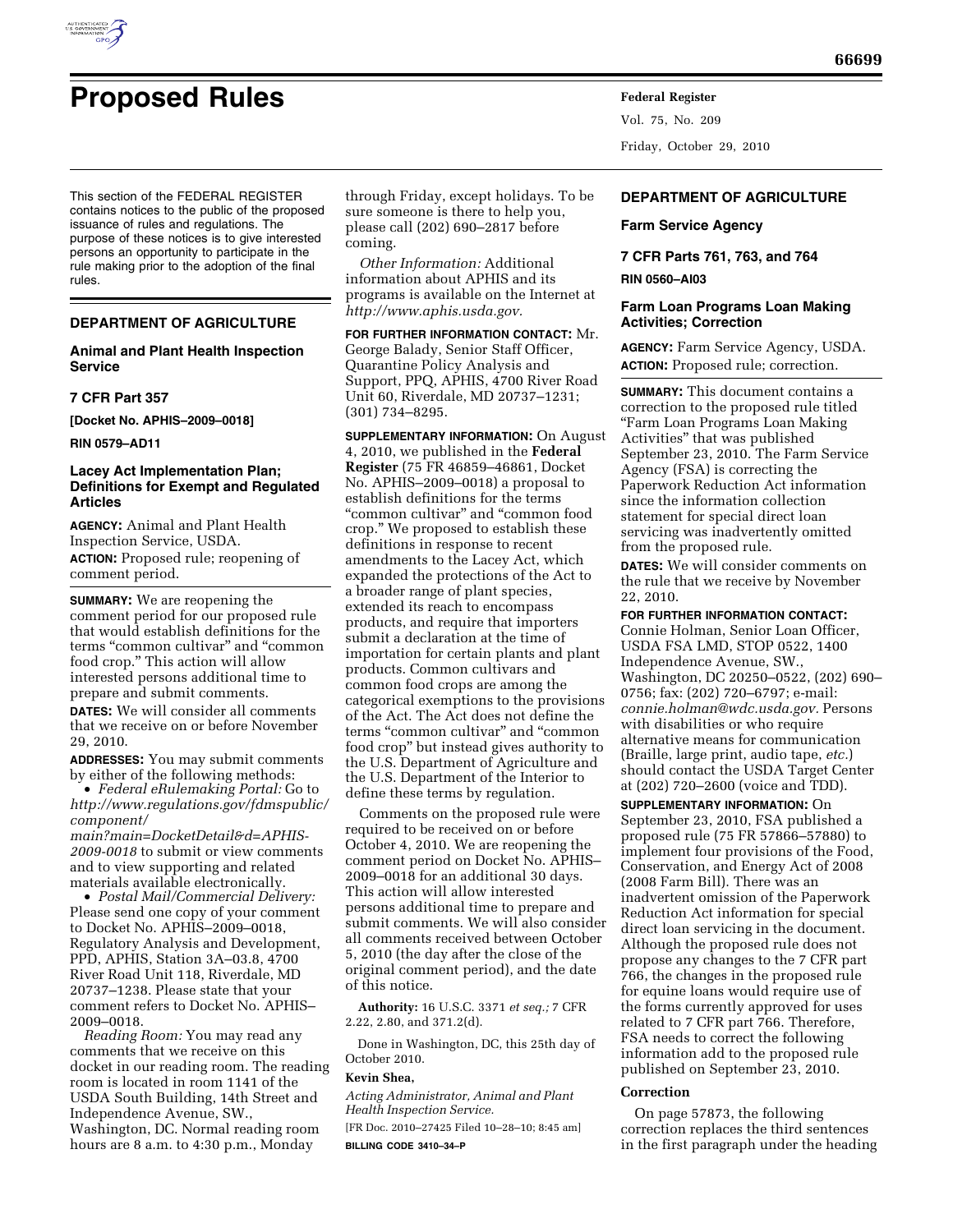# Proposed Rules

This section of the FEDERAL REGISTER contains notices to the public of the proposed issuance of rules and regulations. The purpose of these notices is to give interested persons an opportunity to participate in the rule making prior to the adoption of the final rules.

## DEPARTMENT OF AGRICULTURE

### Animal and Plant Health Inspection Service

### 7 CFR Part 357

**[Docket No. APHIS–2009–0018]**

**RIN 0579–AD11**

### Lacey Act Implementation Plan; Definitions for Exempt and Regulated Articles

**AGENCY:** Animal and Plant Health Inspection Service, USDA.

**ACTION:** Proposed rule; reopening of comment period.

**SUMMARY:** We are reopening the comment period for our proposed rule that would establish definitions for the terms "common cultivar" and "common food crop." This action will allow interested persons additional time to prepare and submit comments.

**DATES:** We will consider all comments that we receive on or before November 29, 2010.

**ADDRESSES:** You may submit comments by either of the following methods:

- *Federal eRulemaking Portal:* Go to *http://www.regulations.gov/fdmspublic/component/main?main=DocketDetail&d=APHIS-2009-0018* to submit or view comments and to view supporting and related materials available electronically.
- *Postal Mail/Commercial Delivery:* Please send one copy of your comment to Docket No. APHIS–2009–0018, Regulatory Analysis and Development, PPD, APHIS, Station 3A–03.8, 4700 River Road Unit 118, Riverdale, MD 20737–1238. Please state that your comment refers to Docket No. APHIS–2009–0018.

*Reading Room:* You may read any comments that we receive on this docket in our reading room. The reading room is located in room 1141 of the USDA South Building, 14th Street and Independence Avenue, SW., Washington, DC. Normal reading room hours are 8 a.m. to 4:30 p.m., Monday through Friday, except holidays. To be sure someone is there to help you, please call (202) 690–2817 before coming.

*Other Information:* Additional information about APHIS and its programs is available on the Internet at *http://www.aphis.usda.gov.*

**FOR FURTHER INFORMATION CONTACT:** Mr. George Balady, Senior Staff Officer, Quarantine Policy Analysis and Support, PPQ, APHIS, 4700 River Road Unit 60, Riverdale, MD 20737–1231; (301) 734–8295.

**SUPPLEMENTARY INFORMATION:** On August 4, 2010, we published in the **Federal Register** (75 FR 46859–46861, Docket No. APHIS–2009–0018) a proposal to establish definitions for the terms "common cultivar" and "common food crop." We proposed to establish these definitions in response to recent amendments to the Lacey Act, which expanded the protections of the Act to a broader range of plant species, extended its reach to encompass products, and require that importers submit a declaration at the time of importation for certain plants and plant products. Common cultivars and common food crops are among the categorical exemptions to the provisions of the Act. The Act does not define the terms "common cultivar" and "common food crop" but instead gives authority to the U.S. Department of Agriculture and the U.S. Department of the Interior to define these terms by regulation.

Comments on the proposed rule were required to be received on or before October 4, 2010. We are reopening the comment period on Docket No. APHIS–2009–0018 for an additional 30 days. This action will allow interested persons additional time to prepare and submit comments. We will also consider all comments received between October 5, 2010 (the day after the close of the original comment period), and the date of this notice.

**Authority:** 16 U.S.C. 3371 *et seq.;* 7 CFR 2.22, 2.80, and 371.2(d).

Done in Washington, DC, this 25th day of October 2010.

**Kevin Shea,**

*Acting Administrator, Animal and Plant Health Inspection Service.*

[FR Doc. 2010–27425 Filed 10–28–10; 8:45 am]

**BILLING CODE 3410–34–P**

## DEPARTMENT OF AGRICULTURE

### Farm Service Agency

### 7 CFR Parts 761, 763, and 764

**RIN 0560–AI03**

### Farm Loan Programs Loan Making Activities; Correction

**AGENCY:** Farm Service Agency, USDA.

**ACTION:** Proposed rule; correction.

**SUMMARY:** This document contains a correction to the proposed rule titled "Farm Loan Programs Loan Making Activities" that was published September 23, 2010. The Farm Service Agency (FSA) is correcting the Paperwork Reduction Act information since the information collection statement for special direct loan servicing was inadvertently omitted from the proposed rule.

**DATES:** We will consider comments on the rule that we receive by November 22, 2010.

**FOR FURTHER INFORMATION CONTACT:** Connie Holman, Senior Loan Officer, USDA FSA LMD, STOP 0522, 1400 Independence Avenue, SW., Washington, DC 20250–0522, (202) 690–0756; fax: (202) 720–6797; e-mail: *connie.holman@wdc.usda.gov.* Persons with disabilities or who require alternative means for communication (Braille, large print, audio tape, *etc.*) should contact the USDA Target Center at (202) 720–2600 (voice and TDD).

**SUPPLEMENTARY INFORMATION:** On September 23, 2010, FSA published a proposed rule (75 FR 57866–57880) to implement four provisions of the Food, Conservation, and Energy Act of 2008 (2008 Farm Bill). There was an inadvertent omission of the Paperwork Reduction Act information for special direct loan servicing in the document. Although the proposed rule does not propose any changes to the 7 CFR part 766, the changes in the proposed rule for equine loans would require use of the forms currently approved for uses related to 7 CFR part 766. Therefore, FSA needs to correct the following information add to the proposed rule published on September 23, 2010.

#### Correction

On page 57873, the following correction replaces the third sentences in the first paragraph under the heading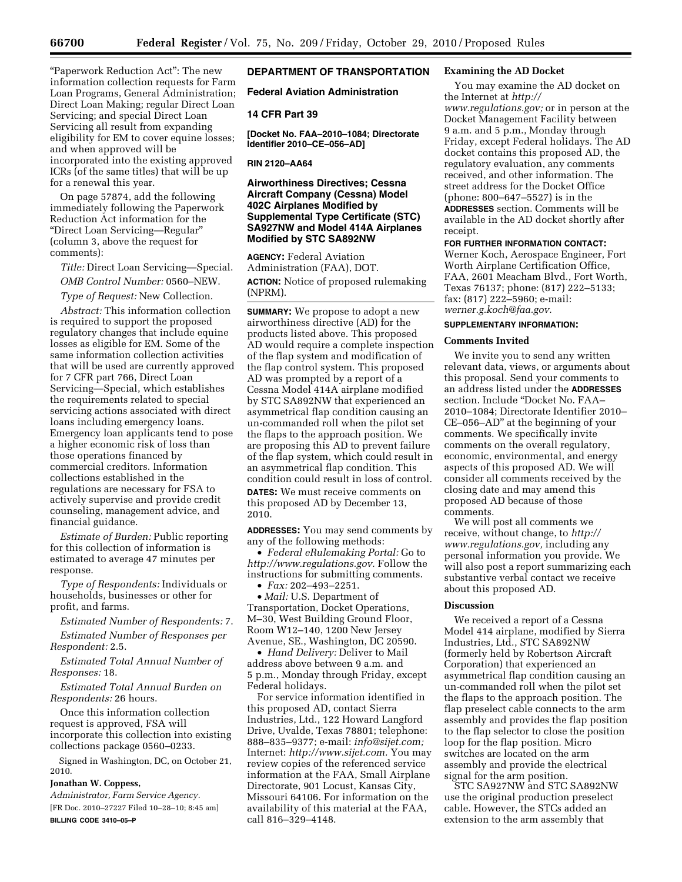"Paperwork Reduction Act": The new information collection requests for Farm Loan Programs, General Administration; Direct Loan Making; regular Direct Loan Servicing; and special Direct Loan Servicing all result from expanding eligibility for EM to cover equine losses; and when approved will be incorporated into the existing approved ICRs (of the same titles) that will be up for a renewal this year.

On page 57874, add the following immediately following the Paperwork Reduction Act information for the "Direct Loan Servicing—Regular" (column 3, above the request for comments):

*Title:* Direct Loan Servicing—Special.

*OMB Control Number:* 0560–NEW.

*Type of Request:* New Collection.

*Abstract:* This information collection is required to support the proposed regulatory changes that include equine losses as eligible for EM. Some of the same information collection activities that will be used are currently approved for 7 CFR part 766, Direct Loan Servicing—Special, which establishes the requirements related to special servicing actions associated with direct loans including emergency loans. Emergency loan applicants tend to pose a higher economic risk of loss than those operations financed by commercial creditors. Information collections established in the regulations are necessary for FSA to actively supervise and provide credit counseling, management advice, and financial guidance.

*Estimate of Burden:* Public reporting for this collection of information is estimated to average 47 minutes per response.

*Type of Respondents:* Individuals or households, businesses or other for profit, and farms.

*Estimated Number of Respondents:* 7.

*Estimated Number of Responses per Respondent:* 2.5.

*Estimated Total Annual Number of Responses:* 18.

*Estimated Total Annual Burden on Respondents:* 26 hours.

Once this information collection request is approved, FSA will incorporate this collection into existing collections package 0560–0233.

Signed in Washington, DC, on October 21, 2010.

**Jonathan W. Coppess,**

*Administrator, Farm Service Agency.*

[FR Doc. 2010–27227 Filed 10–28–10; 8:45 am]

**BILLING CODE 3410–05–P**

## DEPARTMENT OF TRANSPORTATION

### Federal Aviation Administration

### 14 CFR Part 39

**[Docket No. FAA–2010–1084; Directorate Identifier 2010–CE–056–AD]**

**RIN 2120–AA64**

### Airworthiness Directives; Cessna Aircraft Company (Cessna) Model 402C Airplanes Modified by Supplemental Type Certificate (STC) SA927NW and Model 414A Airplanes Modified by STC SA892NW

**AGENCY:** Federal Aviation Administration (FAA), DOT.

**ACTION:** Notice of proposed rulemaking (NPRM).

**SUMMARY:** We propose to adopt a new airworthiness directive (AD) for the products listed above. This proposed AD would require a complete inspection of the flap system and modification of the flap control system. This proposed AD was prompted by a report of a Cessna Model 414A airplane modified by STC SA892NW that experienced an asymmetrical flap condition causing an un-commanded roll when the pilot set the flaps to the approach position. We are proposing this AD to prevent failure of the flap system, which could result in an asymmetrical flap condition. This condition could result in loss of control.

**DATES:** We must receive comments on this proposed AD by December 13, 2010.

**ADDRESSES:** You may send comments by any of the following methods:

- *Federal eRulemaking Portal:* Go to *http://www.regulations.gov.* Follow the instructions for submitting comments.
- *Fax:* 202–493–2251.
- *Mail:* U.S. Department of Transportation, Docket Operations, M–30, West Building Ground Floor, Room W12–140, 1200 New Jersey Avenue, SE., Washington, DC 20590.
- *Hand Delivery:* Deliver to Mail address above between 9 a.m. and 5 p.m., Monday through Friday, except Federal holidays.

For service information identified in this proposed AD, contact Sierra Industries, Ltd., 122 Howard Langford Drive, Uvalde, Texas 78801; telephone: 888–835–9377; e-mail: *info@sijet.com;* Internet: *http://www.sijet.com.* You may review copies of the referenced service information at the FAA, Small Airplane Directorate, 901 Locust, Kansas City, Missouri 64106. For information on the availability of this material at the FAA, call 816–329–4148.

#### Examining the AD Docket

You may examine the AD docket on the Internet at *http://www.regulations.gov;* or in person at the Docket Management Facility between 9 a.m. and 5 p.m., Monday through Friday, except Federal holidays. The AD docket contains this proposed AD, the regulatory evaluation, any comments received, and other information. The street address for the Docket Office (phone: 800–647–5527) is in the **ADDRESSES** section. Comments will be available in the AD docket shortly after receipt.

**FOR FURTHER INFORMATION CONTACT:** Werner Koch, Aerospace Engineer, Fort Worth Airplane Certification Office, FAA, 2601 Meacham Blvd., Fort Worth, Texas 76137; phone: (817) 222–5133; fax: (817) 222–5960; e-mail: *werner.g.koch@faa.gov.*

**SUPPLEMENTARY INFORMATION:**

#### Comments Invited

We invite you to send any written relevant data, views, or arguments about this proposal. Send your comments to an address listed under the **ADDRESSES** section. Include "Docket No. FAA–2010–1084; Directorate Identifier 2010–CE–056–AD" at the beginning of your comments. We specifically invite comments on the overall regulatory, economic, environmental, and energy aspects of this proposed AD. We will consider all comments received by the closing date and may amend this proposed AD because of those comments.

We will post all comments we receive, without change, to *http://www.regulations.gov,* including any personal information you provide. We will also post a report summarizing each substantive verbal contact we receive about this proposed AD.

#### Discussion

We received a report of a Cessna Model 414 airplane, modified by Sierra Industries, Ltd., STC SA892NW (formerly held by Robertson Aircraft Corporation) that experienced an asymmetrical flap condition causing an un-commanded roll when the pilot set the flaps to the approach position. The flap preselect cable connects to the arm assembly and provides the flap position to the flap selector to close the position loop for the flap position. Micro switches are located on the arm assembly and provide the electrical signal for the arm position.

STC SA927NW and STC SA892NW use the original production preselect cable. However, the STCs added an extension to the arm assembly that